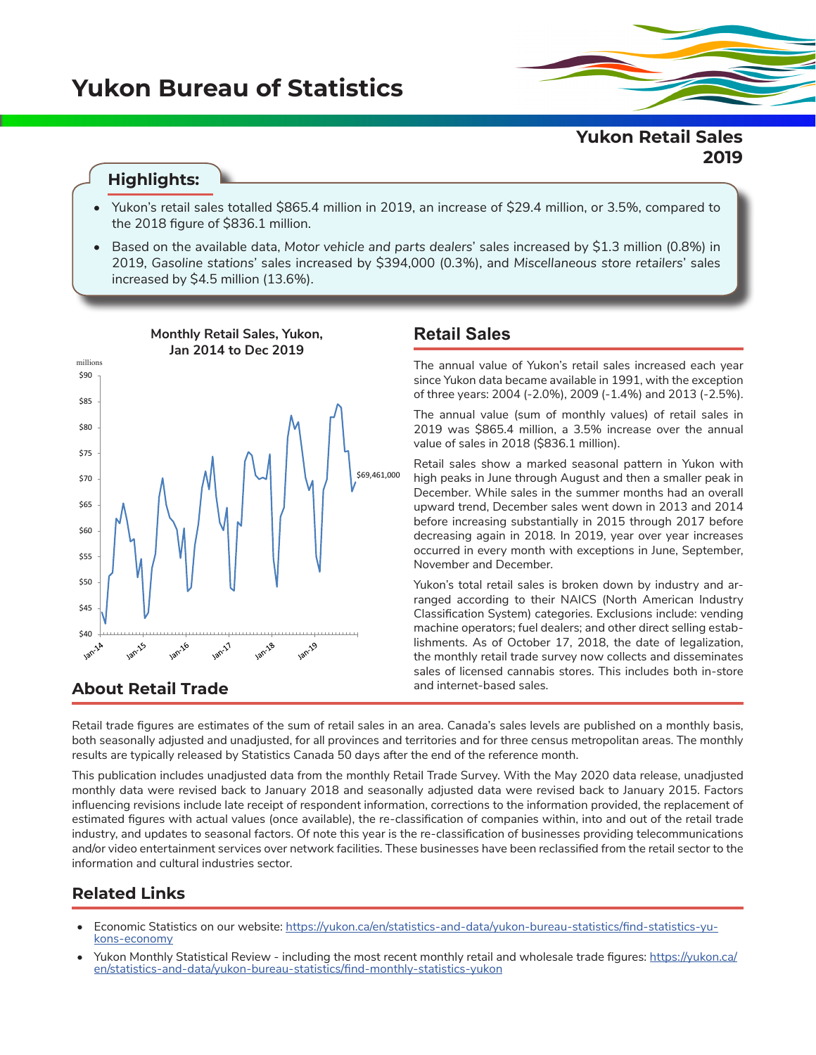# Yukon Bureau of Statistics

## Yukon Retail Sales 2019

### Highlights:

- Yukon's retail sales totalled $865.4 million in 2019, an increase of $29.4 million, or 3.5%, compared to the 2018 figure of $836.1 million.
- Based on the available data, *Motor vehicle and parts dealers*' sales increased by $1.3 million (0.8%) in 2019, *Gasoline stations*' sales increased by $394,000 (0.3%), and *Miscellaneous store retailers*' sales increased by $4.5 million (13.6%).

**Monthly Retail Sales, Yukon, Jan 2014 to Dec 2019**

millions

$69,461,000

## Retail Sales

The annual value of Yukon's retail sales increased each year since Yukon data became available in 1991, with the exception of three years: 2004 (-2.0%), 2009 (-1.4%) and 2013 (-2.5%).

The annual value (sum of monthly values) of retail sales in 2019 was $865.4 million, a 3.5% increase over the annual value of sales in 2018 ($836.1 million).

Retail sales show a marked seasonal pattern in Yukon with high peaks in June through August and then a smaller peak in December. While sales in the summer months had an overall upward trend, December sales went down in 2013 and 2014 before increasing substantially in 2015 through 2017 before decreasing again in 2018. In 2019, year over year increases occurred in every month with exceptions in June, September, November and December.

Yukon's total retail sales is broken down by industry and arranged according to their NAICS (North American Industry Classification System) categories. Exclusions include: vending machine operators; fuel dealers; and other direct selling establishments. As of October 17, 2018, the date of legalization, the monthly retail trade survey now collects and disseminates sales of licensed cannabis stores. This includes both in-store and internet-based sales.

## About Retail Trade

Retail trade figures are estimates of the sum of retail sales in an area. Canada's sales levels are published on a monthly basis, both seasonally adjusted and unadjusted, for all provinces and territories and for three census metropolitan areas. The monthly results are typically released by Statistics Canada 50 days after the end of the reference month.

This publication includes unadjusted data from the monthly Retail Trade Survey. With the May 2020 data release, unadjusted monthly data were revised back to January 2018 and seasonally adjusted data were revised back to January 2015. Factors influencing revisions include late receipt of respondent information, corrections to the information provided, the replacement of estimated figures with actual values (once available), the re-classification of companies within, into and out of the retail trade industry, and updates to seasonal factors. Of note this year is the re-classification of businesses providing telecommunications and/or video entertainment services over network facilities. These businesses have been reclassified from the retail sector to the information and cultural industries sector.

## Related Links

- Economic Statistics on our website: [https://yukon.ca/en/statistics-and-data/yukon-bureau-statistics/find-statistics-yukons-economy](https://yukon.ca/en/statistics-and-data/yukon-bureau-statistics/find-statistics-yukons-economy)
- Yukon Monthly Statistical Review - including the most recent monthly retail and wholesale trade figures: [https://yukon.ca/en/statistics-and-data/yukon-bureau-statistics/find-monthly-statistics-yukon](https://yukon.ca/en/statistics-and-data/yukon-bureau-statistics/find-monthly-statistics-yukon)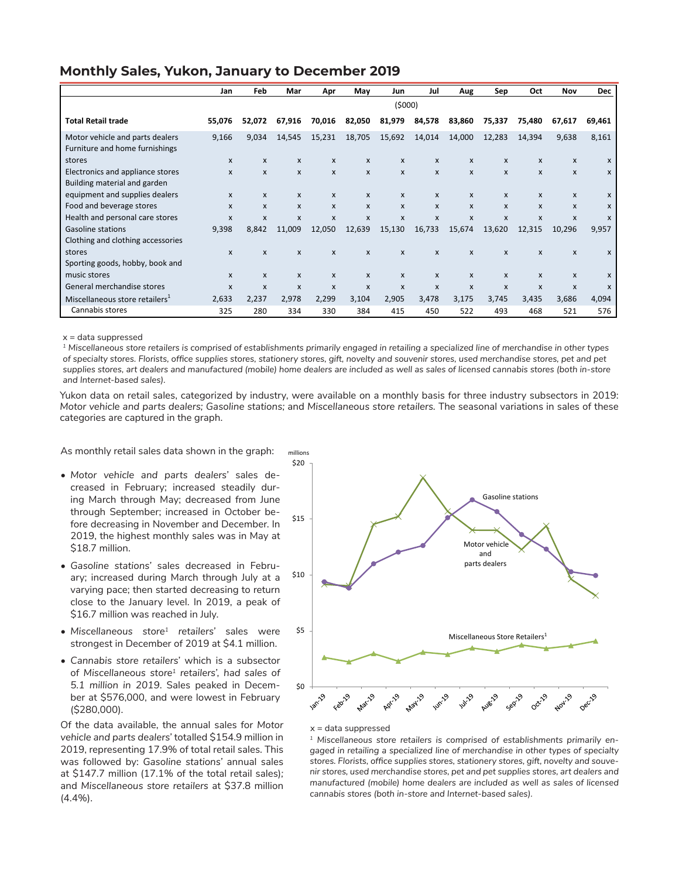## Monthly Sales, Yukon, January to December 2019

| | Jan | Feb | Mar | Apr | May | Jun | Jul | Aug | Sep | Oct | Nov | Dec |
|---|---|---|---|---|---|---|---|---|---|---|---|---|
| | | | | | | ($000) | | | | | | |
| **Total Retail trade** | **55,076** | **52,072** | **67,916** | **70,016** | **82,050** | **81,979** | **84,578** | **83,860** | **75,337** | **75,480** | **67,617** | **69,461** |
| Motor vehicle and parts dealers | 9,166 | 9,034 | 14,545 | 15,231 | 18,705 | 15,692 | 14,014 | 14,000 | 12,283 | 14,394 | 9,638 | 8,161 |
| Furniture and home furnishings stores | x | x | x | x | x | x | x | x | x | x | x | x |
| Electronics and appliance stores | x | x | x | x | x | x | x | x | x | x | x | x |
| Building material and garden equipment and supplies dealers | x | x | x | x | x | x | x | x | x | x | x | x |
| Food and beverage stores | x | x | x | x | x | x | x | x | x | x | x | x |
| Health and personal care stores | x | x | x | x | x | x | x | x | x | x | x | x |
| Gasoline stations | 9,398 | 8,842 | 11,009 | 12,050 | 12,639 | 15,130 | 16,733 | 15,674 | 13,620 | 12,315 | 10,296 | 9,957 |
| Clothing and clothing accessories stores | x | x | x | x | x | x | x | x | x | x | x | x |
| Sporting goods, hobby, book and music stores | x | x | x | x | x | x | x | x | x | x | x | x |
| General merchandise stores | x | x | x | x | x | x | x | x | x | x | x | x |
| Miscellaneous store retailers[1] | 2,633 | 2,237 | 2,978 | 2,299 | 3,104 | 2,905 | 3,478 | 3,175 | 3,745 | 3,435 | 3,686 | 4,094 |
| Cannabis stores | 325 | 280 | 334 | 330 | 384 | 415 | 450 | 522 | 493 | 468 | 521 | 576 |

x = data suppressed

[1] *Miscellaneous store retailers is comprised of establishments primarily engaged in retailing a specialized line of merchandise in other types of specialty stores. Florists, office supplies stores, stationery stores, gift, novelty and souvenir stores, used merchandise stores, pet and pet supplies stores, art dealers and manufactured (mobile) home dealers are included as well as sales of licensed cannabis stores (both in-store and Internet-based sales).*

Yukon data on retail sales, categorized by industry, were available on a monthly basis for three industry subsectors in 2019: *Motor vehicle and parts dealers; Gasoline stations;* and *Miscellaneous store retailers.* The seasonal variations in sales of these categories are captured in the graph.

As monthly retail sales data shown in the graph:

- *Motor vehicle and parts dealers*' sales decreased in February; increased steadily during March through May; decreased from June through September; increased in October before decreasing in November and December. In 2019, the highest monthly sales was in May at $18.7 million.
- *Gasoline stations*' sales decreased in February; increased during March through July at a varying pace; then started decreasing to return close to the January level. In 2019, a peak of $16.7 million was reached in July.
- *Miscellaneous store[1] retailers*' sales were strongest in December of 2019 at $4.1 million.
- *Cannabis store retailers*' which is a subsector of *Miscellaneous store[1] retailers*', *had sales of 5.1 million in 2019.* Sales peaked in December at $576,000, and were lowest in February ($280,000).

Of the data available, the annual sales for *Motor vehicle and parts dealers*' totalled $154.9 million in 2019, representing 17.9% of total retail sales. This was followed by: *Gasoline stations*' annual sales at $147.7 million (17.1% of the total retail sales); and *Miscellaneous store retailers* at $37.8 million (4.4%).

x = data suppressed

[1] *Miscellaneous store retailers is comprised of establishments primarily engaged in retailing a specialized line of merchandise in other types of specialty stores. Florists, office supplies stores, stationery stores, gift, novelty and souvenir stores, used merchandise stores, pet and pet supplies stores, art dealers and manufactured (mobile) home dealers are included as well as sales of licensed cannabis stores (both in-store and Internet-based sales).*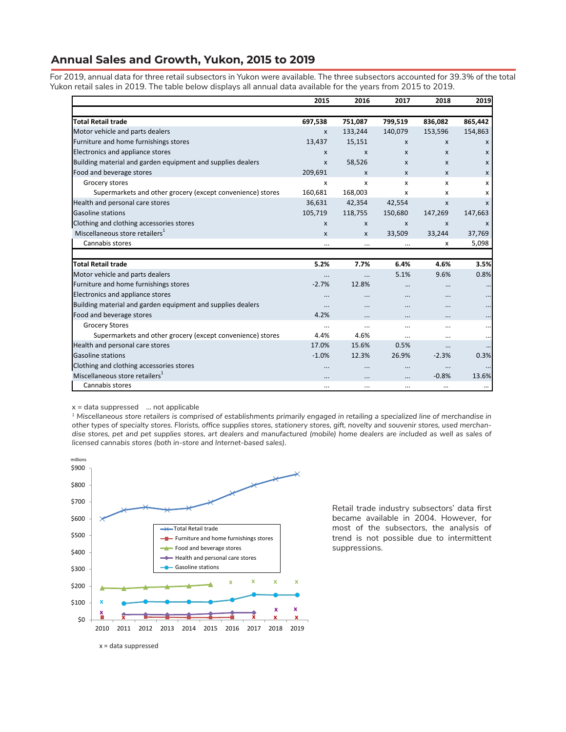## Annual Sales and Growth, Yukon, 2015 to 2019

For 2019, annual data for three retail subsectors in Yukon were available. The three subsectors accounted for 39.3% of the total Yukon retail sales in 2019. The table below displays all annual data available for the years from 2015 to 2019.

| | 2015 | 2016 | 2017 | 2018 | 2019 |
|---|---|---|---|---|---|
| **Total Retail trade** | **697,538** | **751,087** | **799,519** | **836,082** | **865,442** |
| Motor vehicle and parts dealers | x | 133,244 | 140,079 | 153,596 | 154,863 |
| Furniture and home furnishings stores | 13,437 | 15,151 | x | x | x |
| Electronics and appliance stores | x | x | x | x | x |
| Building material and garden equipment and supplies dealers | x | 58,526 | x | x | x |
| Food and beverage stores | 209,691 | x | x | x | x |
| Grocery stores | x | x | x | x | x |
| Supermarkets and other grocery (except convenience) stores | 160,681 | 168,003 | x | x | x |
| Health and personal care stores | 36,631 | 42,354 | 42,554 | x | x |
| Gasoline stations | 105,719 | 118,755 | 150,680 | 147,269 | 147,663 |
| Clothing and clothing accessories stores | x | x | x | x | x |
| Miscellaneous store retailers[1] | x | x | 33,509 | 33,244 | 37,769 |
| Cannabis stores | ... | ... | ... | x | 5,098 |
| | | | | | |
| **Total Retail trade** | **5.2%** | **7.7%** | **6.4%** | **4.6%** | **3.5%** |
| Motor vehicle and parts dealers | ... | ... | 5.1% | 9.6% | 0.8% |
| Furniture and home furnishings stores | -2.7% | 12.8% | ... | ... | ... |
| Electronics and appliance stores | ... | ... | ... | ... | ... |
| Building material and garden equipment and supplies dealers | ... | ... | ... | ... | ... |
| Food and beverage stores | 4.2% | ... | ... | ... | ... |
| Grocery Stores | ... | ... | ... | ... | ... |
| Supermarkets and other grocery (except convenience) stores | 4.4% | 4.6% | ... | ... | ... |
| Health and personal care stores | 17.0% | 15.6% | 0.5% | ... | ... |
| Gasoline stations | -1.0% | 12.3% | 26.9% | -2.3% | 0.3% |
| Clothing and clothing accessories stores | ... | ... | ... | ... | ... |
| Miscellaneous store retailers[1] | ... | ... | ... | -0.8% | 13.6% |
| Cannabis stores | ... | ... | ... | ... | ... |

x = data suppressed ... not applicable

[1] *Miscellaneous store retailers is comprised of establishments primarily engaged in retailing a specialized line of merchandise in other types of specialty stores. Florists, office supplies stores, stationery stores, gift, novelty and souvenir stores, used merchandise stores, pet and pet supplies stores, art dealers and manufactured (mobile) home dealers are included as well as sales of licensed cannabis stores (both in-store and Internet-based sales).*

millions

Legend: Total Retail trade; Furniture and home furnishings stores; Food and beverage stores; Health and personal care stores; Gasoline stations

x = data suppressed

Retail trade industry subsectors' data first became available in 2004. However, for most of the subsectors, the analysis of trend is not possible due to intermittent suppressions.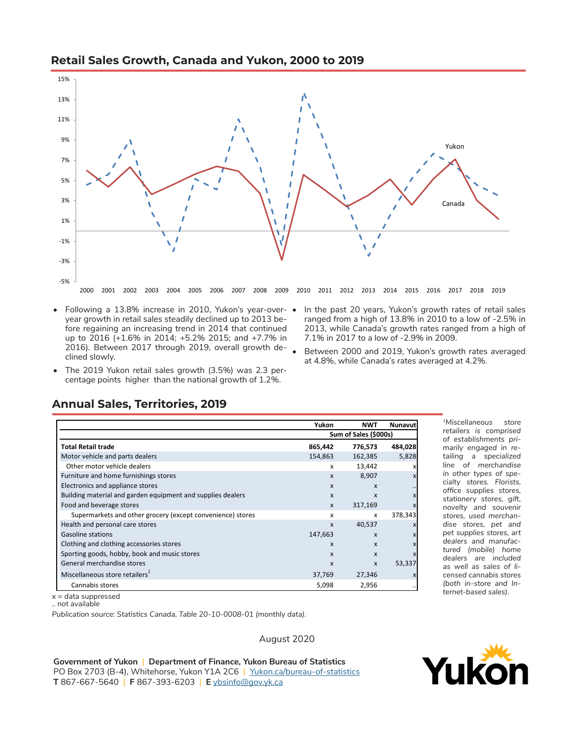## Retail Sales Growth, Canada and Yukon, 2000 to 2019

15%
13%
11%
9%
7%
5%
3%
1%
-1%
-3%
-5%

2000 2001 2002 2003 2004 2005 2006 2007 2008 2009 2010 2011 2012 2013 2014 2015 2016 2017 2018 2019

Yukon

Canada

- Following a 13.8% increase in 2010, Yukon's year-over-year growth in retail sales steadily declined up to 2013 before regaining an increasing trend in 2014 that continued up to 2016 (+1.6% in 2014; +5.2% 2015; and +7.7% in 2016). Between 2017 through 2019, overall growth declined slowly.
- The 2019 Yukon retail sales growth (3.5%) was 2.3 percentage points higher than the national growth of 1.2%.
- In the past 20 years, Yukon's growth rates of retail sales ranged from a high of 13.8% in 2010 to a low of -2.5% in 2013, while Canada's growth rates ranged from a high of 7.1% in 2017 to a low of -2.9% in 2009.
- Between 2000 and 2019, Yukon's growth rates averaged at 4.8%, while Canada's rates averaged at 4.2%.

## Annual Sales, Territories, 2019

| | Yukon | NWT | Nunavut |
|---|---|---|---|
| | Sum of Sales ($000s) | | |
| **Total Retail trade** | **865,442** | **776,573** | **484,028** |
| Motor vehicle and parts dealers | 154,863 | 162,385 | 5,828 |
| Other motor vehicle dealers | x | 13,442 | x |
| Furniture and home furnishings stores | x | 8,907 | x |
| Electronics and appliance stores | x | x | .. |
| Building material and garden equipment and supplies dealers | x | x | x |
| Food and beverage stores | x | 317,169 | x |
| Supermarkets and other grocery (except convenience) stores | x | x | 378,343 |
| Health and personal care stores | x | 40,537 | x |
| Gasoline stations | 147,663 | x | x |
| Clothing and clothing accessories stores | x | x | x |
| Sporting goods, hobby, book and music stores | x | x | x |
| General merchandise stores | x | x | 53,337 |
| Miscellaneous store retailers[1] | 37,769 | 27,346 | x |
| Cannabis stores | 5,098 | 2,956 | .. |

x = data suppressed
.. not available

*Publication source: Statistics Canada, Table 20-10-0008-01 (monthly data).*

*[1]Miscellaneous store retailers is comprised of establishments primarily engaged in retailing a specialized line of merchandise in other types of specialty stores. Florists, office supplies stores, stationery stores, gift, novelty and souvenir stores, used merchandise stores, pet and pet supplies stores, art dealers and manufactured (mobile) home dealers are included as well as sales of licensed cannabis stores (both in-store and Internet-based sales).*

August 2020

**Government of Yukon | Department of Finance, Yukon Bureau of Statistics**
PO Box 2703 (B-4), Whitehorse, Yukon Y1A 2C6 | Yukon.ca/bureau-of-statistics
**T** 867-667-5640 | **F** 867-393-6203 | **E** ybsinfo@gov.yk.ca

Yukon